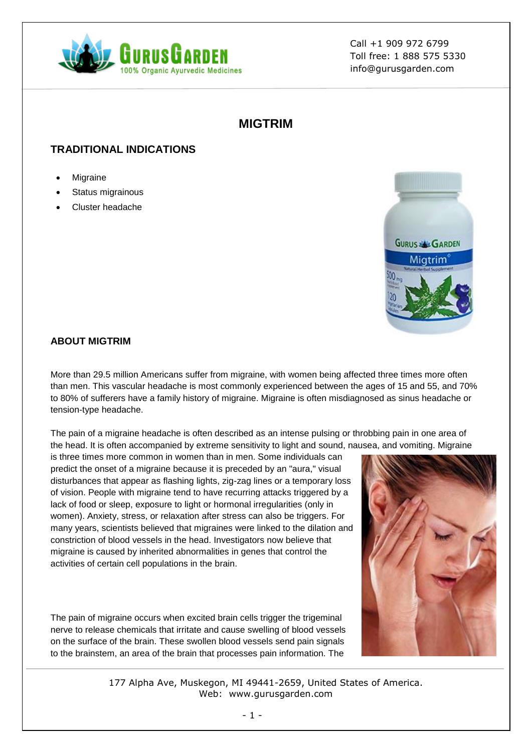Call +1 909 972 6799
Toll free: 1 888 575 5330
info@gurusgarden.com

# MIGTRIM

## TRADITIONAL INDICATIONS

- Migraine
- Status migrainous
- Cluster headache

### ABOUT MIGTRIM

More than 29.5 million Americans suffer from migraine, with women being affected three times more often than men. This vascular headache is most commonly experienced between the ages of 15 and 55, and 70% to 80% of sufferers have a family history of migraine. Migraine is often misdiagnosed as sinus headache or tension-type headache.

The pain of a migraine headache is often described as an intense pulsing or throbbing pain in one area of the head. It is often accompanied by extreme sensitivity to light and sound, nausea, and vomiting. Migraine is three times more common in women than in men. Some individuals can predict the onset of a migraine because it is preceded by an "aura," visual disturbances that appear as flashing lights, zig-zag lines or a temporary loss of vision. People with migraine tend to have recurring attacks triggered by a lack of food or sleep, exposure to light or hormonal irregularities (only in women). Anxiety, stress, or relaxation after stress can also be triggers. For many years, scientists believed that migraines were linked to the dilation and constriction of blood vessels in the head. Investigators now believe that migraine is caused by inherited abnormalities in genes that control the activities of certain cell populations in the brain.

The pain of migraine occurs when excited brain cells trigger the trigeminal nerve to release chemicals that irritate and cause swelling of blood vessels on the surface of the brain. These swollen blood vessels send pain signals to the brainstem, an area of the brain that processes pain information. The

177 Alpha Ave, Muskegon, MI 49441-2659, United States of America.
Web: www.gurusgarden.com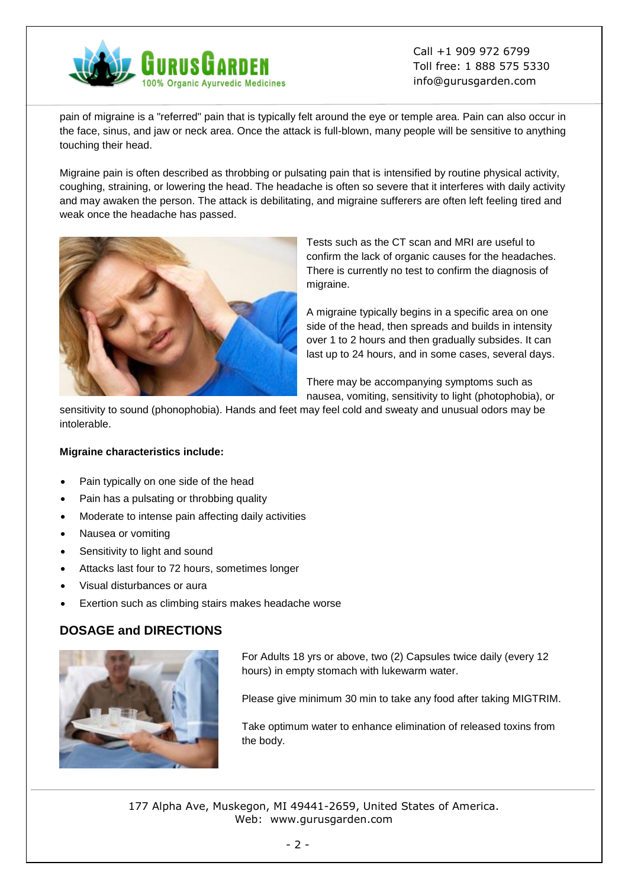pain of migraine is a "referred" pain that is typically felt around the eye or temple area. Pain can also occur in the face, sinus, and jaw or neck area. Once the attack is full-blown, many people will be sensitive to anything touching their head.

Migraine pain is often described as throbbing or pulsating pain that is intensified by routine physical activity, coughing, straining, or lowering the head. The headache is often so severe that it interferes with daily activity and may awaken the person. The attack is debilitating, and migraine sufferers are often left feeling tired and weak once the headache has passed.

Tests such as the CT scan and MRI are useful to confirm the lack of organic causes for the headaches. There is currently no test to confirm the diagnosis of migraine.

A migraine typically begins in a specific area on one side of the head, then spreads and builds in intensity over 1 to 2 hours and then gradually subsides. It can last up to 24 hours, and in some cases, several days.

There may be accompanying symptoms such as nausea, vomiting, sensitivity to light (photophobia), or sensitivity to sound (phonophobia). Hands and feet may feel cold and sweaty and unusual odors may be intolerable.

**Migraine characteristics include:**

- Pain typically on one side of the head
- Pain has a pulsating or throbbing quality
- Moderate to intense pain affecting daily activities
- Nausea or vomiting
- Sensitivity to light and sound
- Attacks last four to 72 hours, sometimes longer
- Visual disturbances or aura
- Exertion such as climbing stairs makes headache worse

## DOSAGE and DIRECTIONS

For Adults 18 yrs or above, two (2) Capsules twice daily (every 12 hours) in empty stomach with lukewarm water.

Please give minimum 30 min to take any food after taking MIGTRIM.

Take optimum water to enhance elimination of released toxins from the body.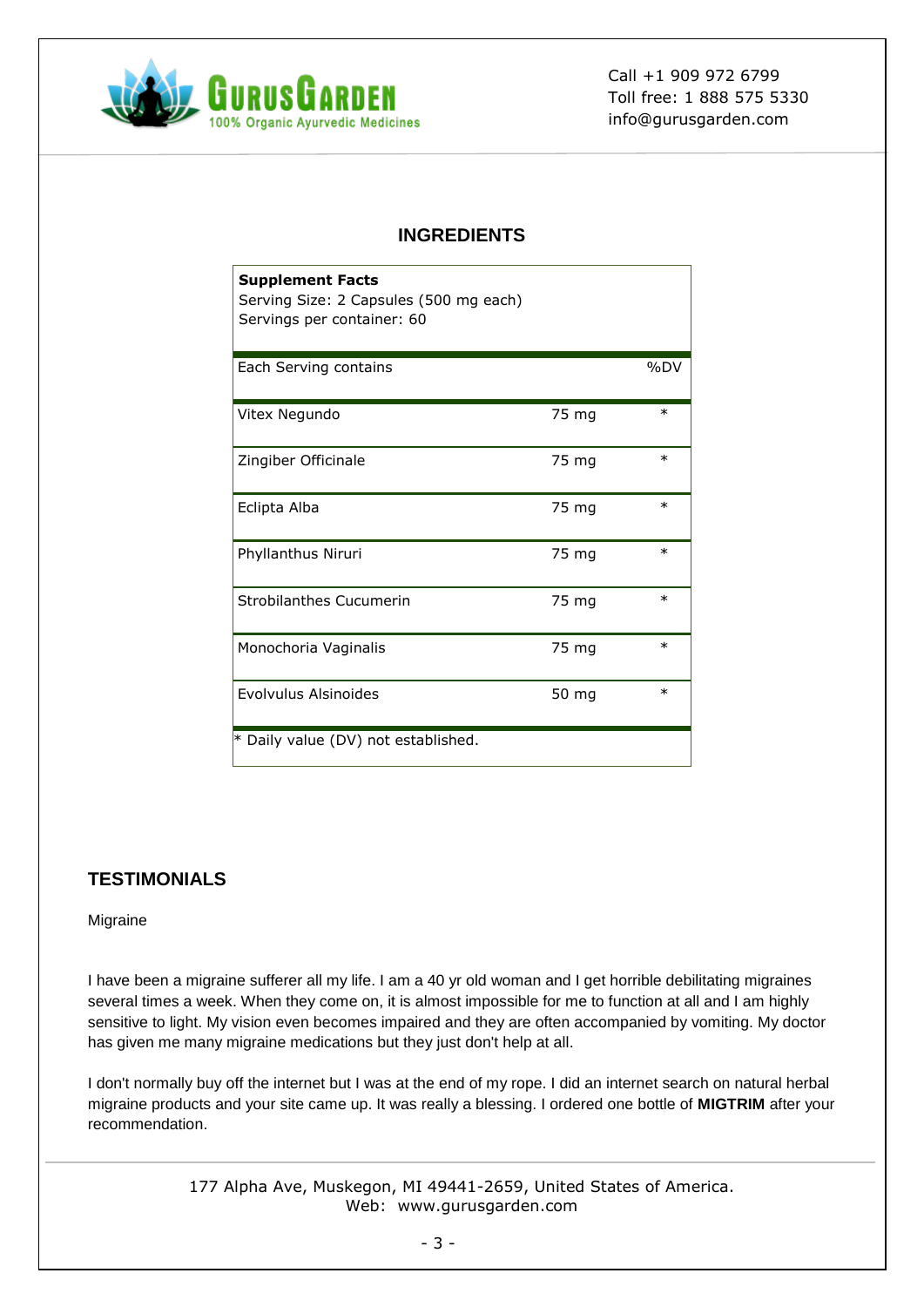## INGREDIENTS

| **Supplement Facts**<br>Serving Size: 2 Capsules (500 mg each)<br>Servings per container: 60 | | |
|---|---|---|
| Each Serving contains | | %DV |
| Vitex Negundo | 75 mg | * |
| Zingiber Officinale | 75 mg | * |
| Eclipta Alba | 75 mg | * |
| Phyllanthus Niruri | 75 mg | * |
| Strobilanthes Cucumerin | 75 mg | * |
| Monochoria Vaginalis | 75 mg | * |
| Evolvulus Alsinoides | 50 mg | * |
| * Daily value (DV) not established. | | |

## TESTIMONIALS

Migraine

I have been a migraine sufferer all my life. I am a 40 yr old woman and I get horrible debilitating migraines several times a week. When they come on, it is almost impossible for me to function at all and I am highly sensitive to light. My vision even becomes impaired and they are often accompanied by vomiting. My doctor has given me many migraine medications but they just don't help at all.

I don't normally buy off the internet but I was at the end of my rope. I did an internet search on natural herbal migraine products and your site came up. It was really a blessing. I ordered one bottle of **MIGTRIM** after your recommendation.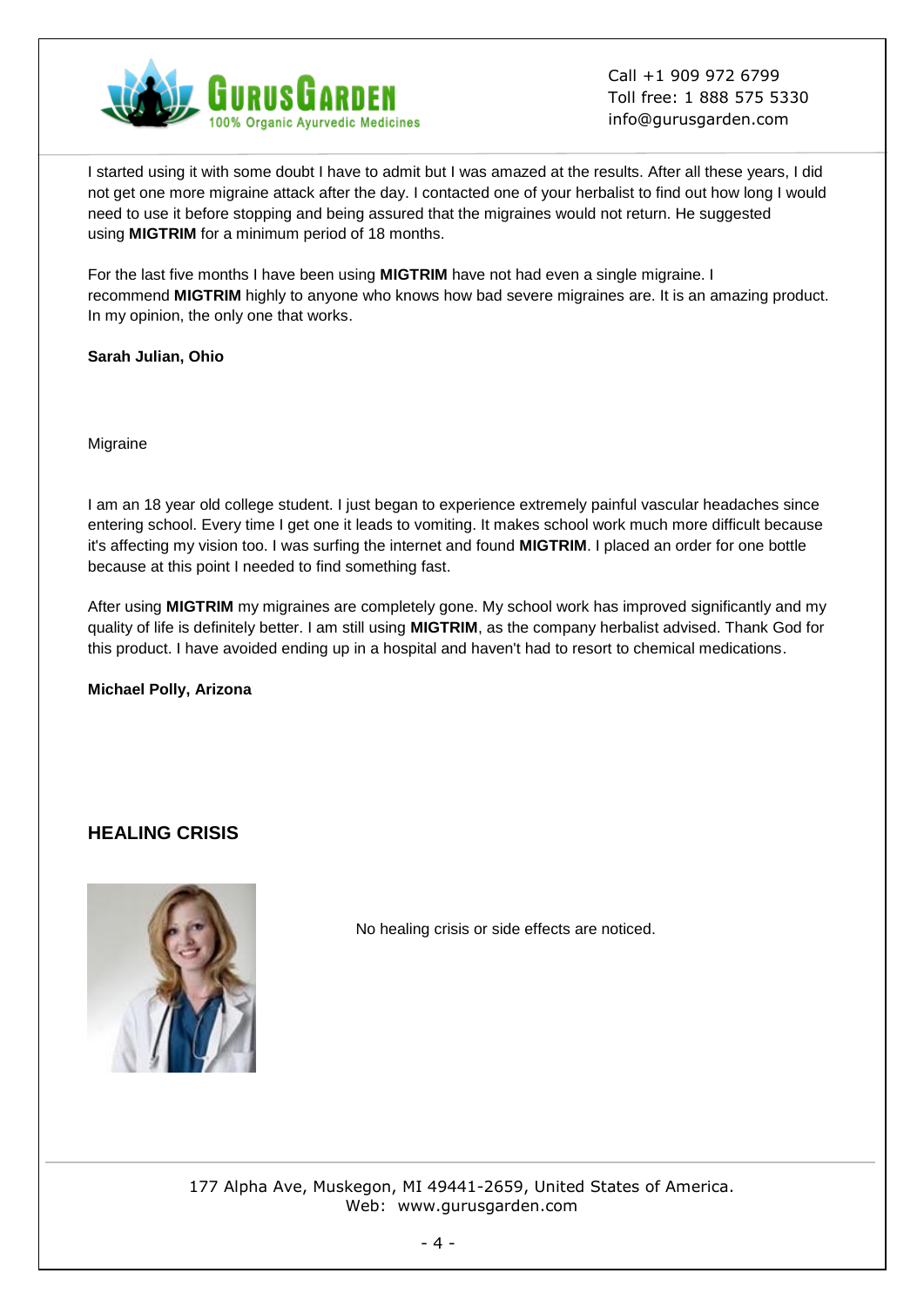I started using it with some doubt I have to admit but I was amazed at the results. After all these years, I did not get one more migraine attack after the day. I contacted one of your herbalist to find out how long I would need to use it before stopping and being assured that the migraines would not return. He suggested using **MIGTRIM** for a minimum period of 18 months.

For the last five months I have been using **MIGTRIM** have not had even a single migraine. I recommend **MIGTRIM** highly to anyone who knows how bad severe migraines are. It is an amazing product. In my opinion, the only one that works.

**Sarah Julian, Ohio**

Migraine

I am an 18 year old college student. I just began to experience extremely painful vascular headaches since entering school. Every time I get one it leads to vomiting. It makes school work much more difficult because it's affecting my vision too. I was surfing the internet and found **MIGTRIM**. I placed an order for one bottle because at this point I needed to find something fast.

After using **MIGTRIM** my migraines are completely gone. My school work has improved significantly and my quality of life is definitely better. I am still using **MIGTRIM**, as the company herbalist advised. Thank God for this product. I have avoided ending up in a hospital and haven't had to resort to chemical medications.

**Michael Polly, Arizona**

## HEALING CRISIS

No healing crisis or side effects are noticed.